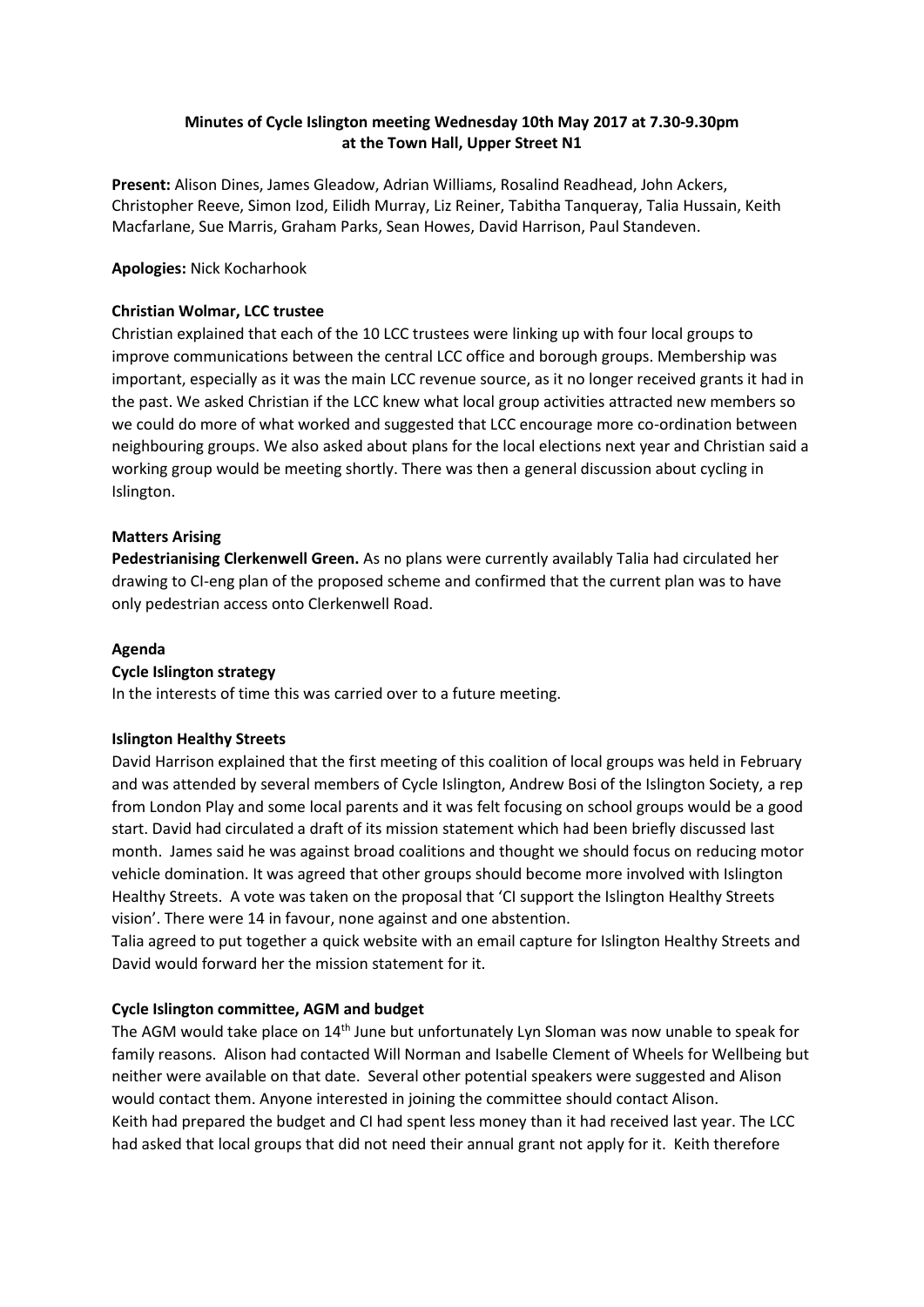**Minutes of Cycle Islington meeting Wednesday 10th May 2017 at 7.30-9.30pm at the Town Hall, Upper Street N1**

**Present:** Alison Dines, James Gleadow, Adrian Williams, Rosalind Readhead, John Ackers, Christopher Reeve, Simon Izod, Eilidh Murray, Liz Reiner, Tabitha Tanqueray, Talia Hussain, Keith Macfarlane, Sue Marris, Graham Parks, Sean Howes, David Harrison, Paul Standeven.

**Apologies:** Nick Kocharhook

**Christian Wolmar, LCC trustee**

Christian explained that each of the 10 LCC trustees were linking up with four local groups to improve communications between the central LCC office and borough groups. Membership was important, especially as it was the main LCC revenue source, as it no longer received grants it had in the past. We asked Christian if the LCC knew what local group activities attracted new members so we could do more of what worked and suggested that LCC encourage more co-ordination between neighbouring groups. We also asked about plans for the local elections next year and Christian said a working group would be meeting shortly. There was then a general discussion about cycling in Islington.

**Matters Arising**

**Pedestrianising Clerkenwell Green.** As no plans were currently availably Talia had circulated her drawing to CI-eng plan of the proposed scheme and confirmed that the current plan was to have only pedestrian access onto Clerkenwell Road.

**Agenda**

**Cycle Islington strategy**

In the interests of time this was carried over to a future meeting.

**Islington Healthy Streets**

David Harrison explained that the first meeting of this coalition of local groups was held in February and was attended by several members of Cycle Islington, Andrew Bosi of the Islington Society, a rep from London Play and some local parents and it was felt focusing on school groups would be a good start. David had circulated a draft of its mission statement which had been briefly discussed last month. James said he was against broad coalitions and thought we should focus on reducing motor vehicle domination. It was agreed that other groups should become more involved with Islington Healthy Streets. A vote was taken on the proposal that 'CI support the Islington Healthy Streets vision'. There were 14 in favour, none against and one abstention.

Talia agreed to put together a quick website with an email capture for Islington Healthy Streets and David would forward her the mission statement for it.

**Cycle Islington committee, AGM and budget**

The AGM would take place on 14th June but unfortunately Lyn Sloman was now unable to speak for family reasons. Alison had contacted Will Norman and Isabelle Clement of Wheels for Wellbeing but neither were available on that date. Several other potential speakers were suggested and Alison would contact them. Anyone interested in joining the committee should contact Alison.

Keith had prepared the budget and CI had spent less money than it had received last year. The LCC had asked that local groups that did not need their annual grant not apply for it. Keith therefore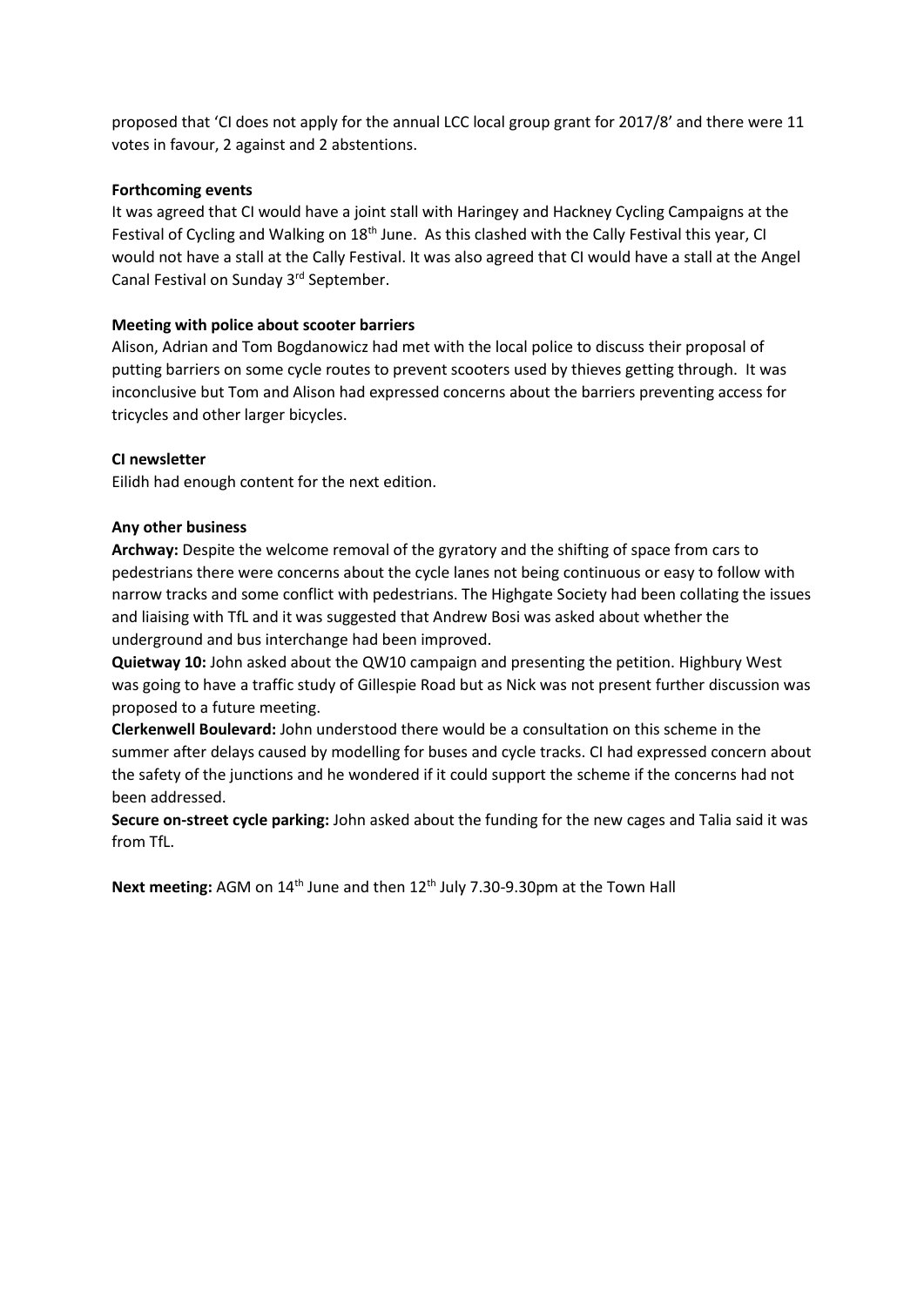proposed that 'CI does not apply for the annual LCC local group grant for 2017/8' and there were 11 votes in favour, 2 against and 2 abstentions.

**Forthcoming events**

It was agreed that CI would have a joint stall with Haringey and Hackney Cycling Campaigns at the Festival of Cycling and Walking on 18th June. As this clashed with the Cally Festival this year, CI would not have a stall at the Cally Festival. It was also agreed that CI would have a stall at the Angel Canal Festival on Sunday 3rd September.

**Meeting with police about scooter barriers**

Alison, Adrian and Tom Bogdanowicz had met with the local police to discuss their proposal of putting barriers on some cycle routes to prevent scooters used by thieves getting through. It was inconclusive but Tom and Alison had expressed concerns about the barriers preventing access for tricycles and other larger bicycles.

**CI newsletter**

Eilidh had enough content for the next edition.

**Any other business**

**Archway:** Despite the welcome removal of the gyratory and the shifting of space from cars to pedestrians there were concerns about the cycle lanes not being continuous or easy to follow with narrow tracks and some conflict with pedestrians. The Highgate Society had been collating the issues and liaising with TfL and it was suggested that Andrew Bosi was asked about whether the underground and bus interchange had been improved.

**Quietway 10:** John asked about the QW10 campaign and presenting the petition. Highbury West was going to have a traffic study of Gillespie Road but as Nick was not present further discussion was proposed to a future meeting.

**Clerkenwell Boulevard:** John understood there would be a consultation on this scheme in the summer after delays caused by modelling for buses and cycle tracks. CI had expressed concern about the safety of the junctions and he wondered if it could support the scheme if the concerns had not been addressed.

**Secure on-street cycle parking:** John asked about the funding for the new cages and Talia said it was from TfL.

**Next meeting:** AGM on 14th June and then 12th July 7.30-9.30pm at the Town Hall